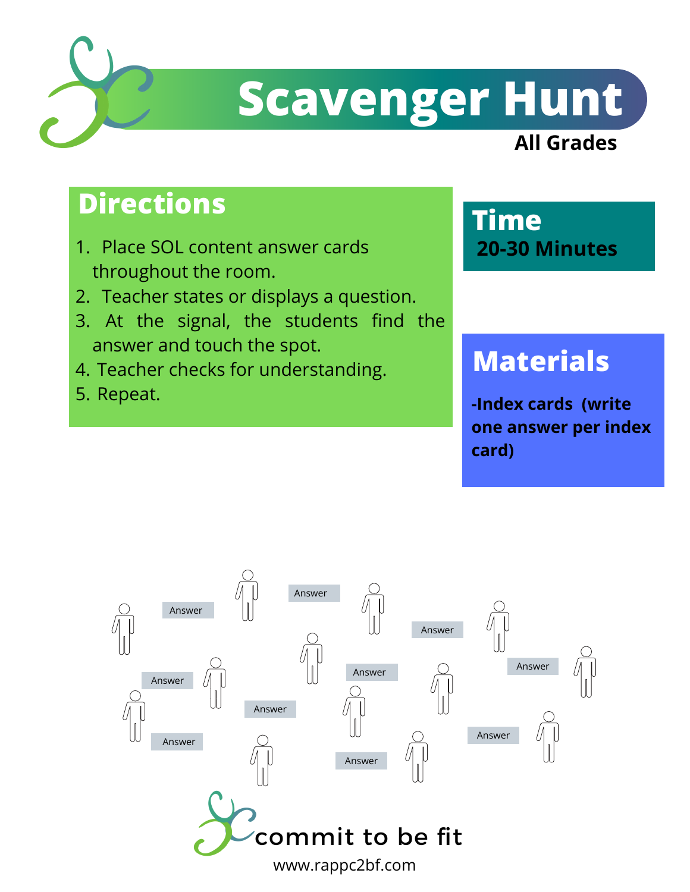# Scavenger Hunt

**All Grades**

## Directions

1. Place SOL content answer cards throughout the room.
2. Teacher states or displays a question.
3. At the signal, the students find the answer and touch the spot.
4. Teacher checks for understanding.
5. Repeat.

## Time

**20-30 Minutes**

## Materials

**-Index cards (write one answer per index card)**

Answer Answer Answer Answer Answer Answer Answer Answer Answer Answer Answer

commit to be fit

www.rappc2bf.com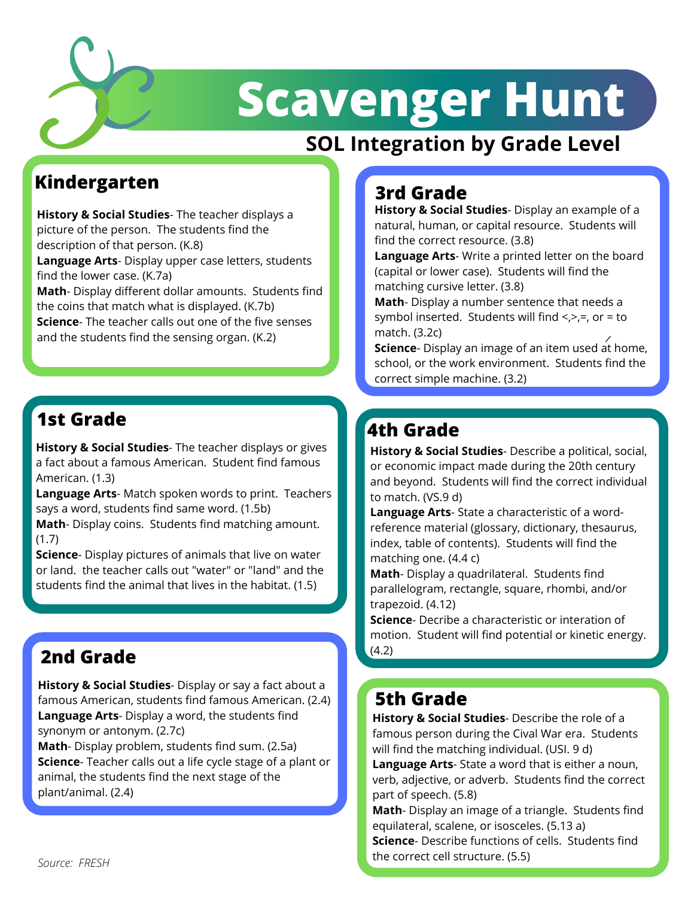# Scavenger Hunt

## SOL Integration by Grade Level

### Kindergarten

**History & Social Studies**- The teacher displays a picture of the person. The students find the description of that person. (K.8)
**Language Arts**- Display upper case letters, students find the lower case. (K.7a)
**Math**- Display different dollar amounts. Students find the coins that match what is displayed. (K.7b)
**Science**- The teacher calls out one of the five senses and the students find the sensing organ. (K.2)

### 1st Grade

**History & Social Studies**- The teacher displays or gives a fact about a famous American. Student find famous American. (1.3)
**Language Arts**- Match spoken words to print. Teachers says a word, students find same word. (1.5b)
**Math**- Display coins. Students find matching amount. (1.7)
**Science**- Display pictures of animals that live on water or land. the teacher calls out "water" or "land" and the students find the animal that lives in the habitat. (1.5)

### 2nd Grade

**History & Social Studies**- Display or say a fact about a famous American, students find famous American. (2.4)
**Language Arts**- Display a word, the students find synonym or antonym. (2.7c)
**Math**- Display problem, students find sum. (2.5a)
**Science**- Teacher calls out a life cycle stage of a plant or animal, the students find the next stage of the plant/animal. (2.4)

### 3rd Grade

**History & Social Studies**- Display an example of a natural, human, or capital resource. Students will find the correct resource. (3.8)
**Language Arts**- Write a printed letter on the board (capital or lower case). Students will find the matching cursive letter. (3.8)
**Math**- Display a number sentence that needs a symbol inserted. Students will find <,>,=, or = to match. (3.2c)
**Science**- Display an image of an item used at home, school, or the work environment. Students find the correct simple machine. (3.2)

### 4th Grade

**History & Social Studies**- Describe a political, social, or economic impact made during the 20th century and beyond. Students will find the correct individual to match. (VS.9 d)
**Language Arts**- State a characteristic of a word-reference material (glossary, dictionary, thesaurus, index, table of contents). Students will find the matching one. (4.4 c)
**Math**- Display a quadrilateral. Students find parallelogram, rectangle, square, rhombi, and/or trapezoid. (4.12)
**Science**- Decribe a characteristic or interation of motion. Student will find potential or kinetic energy. (4.2)

### 5th Grade

**History & Social Studies**- Describe the role of a famous person during the Cival War era. Students will find the matching individual. (USI. 9 d)
**Language Arts**- State a word that is either a noun, verb, adjective, or adverb. Students find the correct part of speech. (5.8)
**Math**- Display an image of a triangle. Students find equilateral, scalene, or isosceles. (5.13 a)
**Science**- Describe functions of cells. Students find the correct cell structure. (5.5)

*Source: FRESH*